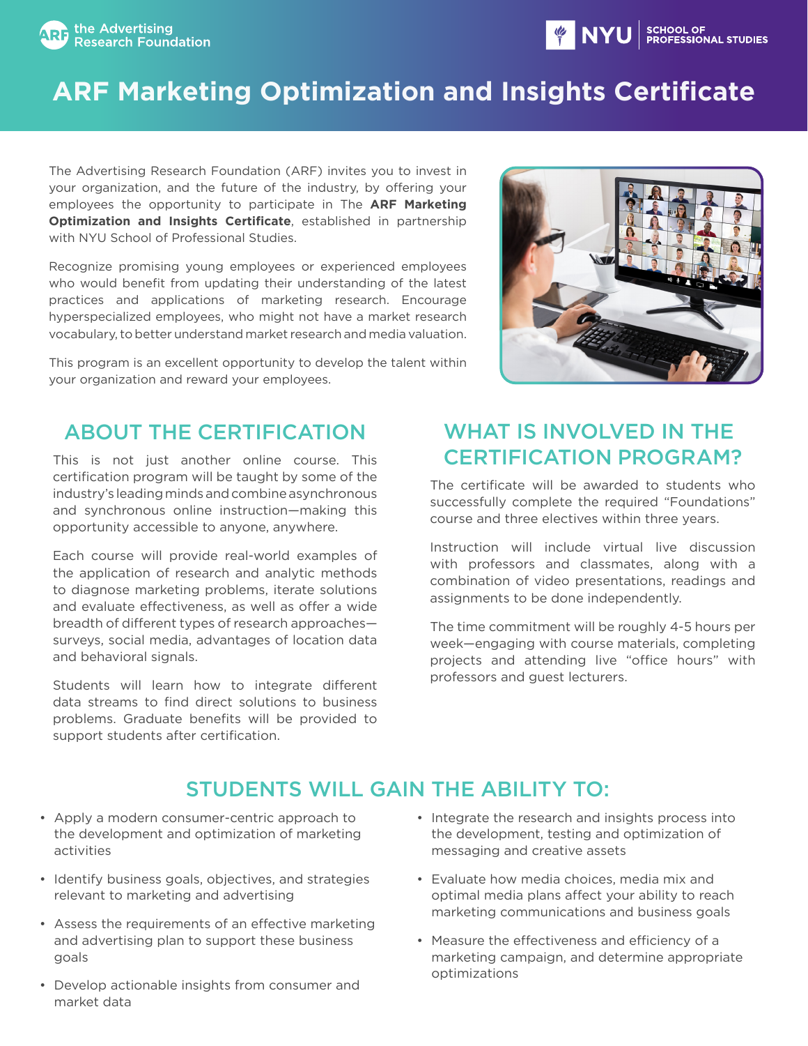# ARF Marketing Optimization and Insights Certificate

The Advertising Research Foundation (ARF) invites you to invest in your organization, and the future of the industry, by offering your employees the opportunity to participate in The **ARF Marketing Optimization and Insights Certificate**, established in partnership with NYU School of Professional Studies.

Recognize promising young employees or experienced employees who would benefit from updating their understanding of the latest practices and applications of marketing research. Encourage hyperspecialized employees, who might not have a market research vocabulary, to better understand market research and media valuation.

This program is an excellent opportunity to develop the talent within your organization and reward your employees.

## ABOUT THE CERTIFICATION

This is not just another online course. This certification program will be taught by some of the industry's leading minds and combine asynchronous and synchronous online instruction—making this opportunity accessible to anyone, anywhere.

Each course will provide real-world examples of the application of research and analytic methods to diagnose marketing problems, iterate solutions and evaluate effectiveness, as well as offer a wide breadth of different types of research approaches—surveys, social media, advantages of location data and behavioral signals.

Students will learn how to integrate different data streams to find direct solutions to business problems. Graduate benefits will be provided to support students after certification.

## WHAT IS INVOLVED IN THE CERTIFICATION PROGRAM?

The certificate will be awarded to students who successfully complete the required "Foundations" course and three electives within three years.

Instruction will include virtual live discussion with professors and classmates, along with a combination of video presentations, readings and assignments to be done independently.

The time commitment will be roughly 4-5 hours per week—engaging with course materials, completing projects and attending live "office hours" with professors and guest lecturers.

## STUDENTS WILL GAIN THE ABILITY TO:

- Apply a modern consumer-centric approach to the development and optimization of marketing activities
- Identify business goals, objectives, and strategies relevant to marketing and advertising
- Assess the requirements of an effective marketing and advertising plan to support these business goals
- Develop actionable insights from consumer and market data
- Integrate the research and insights process into the development, testing and optimization of messaging and creative assets
- Evaluate how media choices, media mix and optimal media plans affect your ability to reach marketing communications and business goals
- Measure the effectiveness and efficiency of a marketing campaign, and determine appropriate optimizations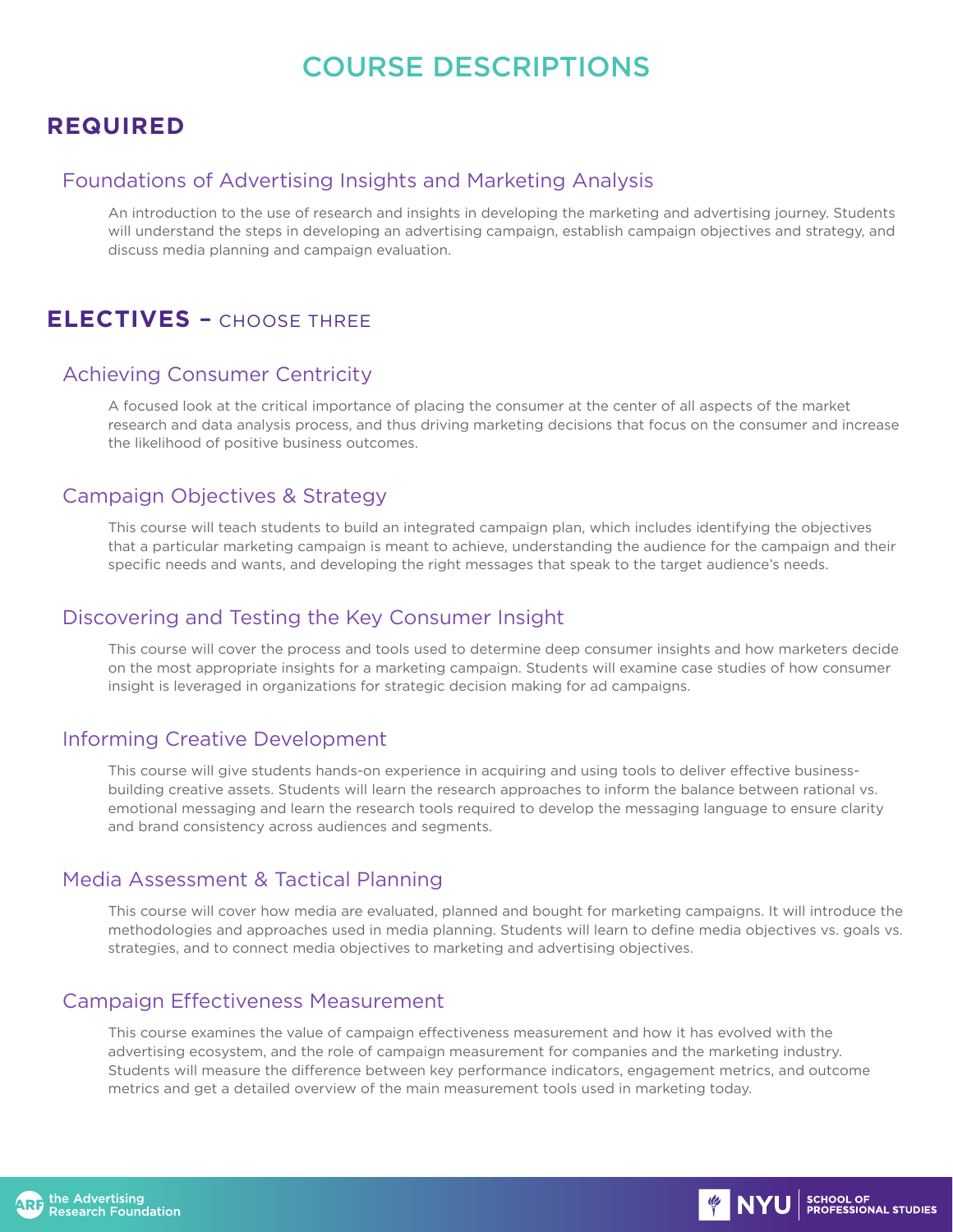# COURSE DESCRIPTIONS

## REQUIRED

### Foundations of Advertising Insights and Marketing Analysis

An introduction to the use of research and insights in developing the marketing and advertising journey. Students will understand the steps in developing an advertising campaign, establish campaign objectives and strategy, and discuss media planning and campaign evaluation.

## ELECTIVES – CHOOSE THREE

### Achieving Consumer Centricity

A focused look at the critical importance of placing the consumer at the center of all aspects of the market research and data analysis process, and thus driving marketing decisions that focus on the consumer and increase the likelihood of positive business outcomes.

### Campaign Objectives & Strategy

This course will teach students to build an integrated campaign plan, which includes identifying the objectives that a particular marketing campaign is meant to achieve, understanding the audience for the campaign and their specific needs and wants, and developing the right messages that speak to the target audience's needs.

### Discovering and Testing the Key Consumer Insight

This course will cover the process and tools used to determine deep consumer insights and how marketers decide on the most appropriate insights for a marketing campaign. Students will examine case studies of how consumer insight is leveraged in organizations for strategic decision making for ad campaigns.

### Informing Creative Development

This course will give students hands-on experience in acquiring and using tools to deliver effective business-building creative assets. Students will learn the research approaches to inform the balance between rational vs. emotional messaging and learn the research tools required to develop the messaging language to ensure clarity and brand consistency across audiences and segments.

### Media Assessment & Tactical Planning

This course will cover how media are evaluated, planned and bought for marketing campaigns. It will introduce the methodologies and approaches used in media planning. Students will learn to define media objectives vs. goals vs. strategies, and to connect media objectives to marketing and advertising objectives.

### Campaign Effectiveness Measurement

This course examines the value of campaign effectiveness measurement and how it has evolved with the advertising ecosystem, and the role of campaign measurement for companies and the marketing industry. Students will measure the difference between key performance indicators, engagement metrics, and outcome metrics and get a detailed overview of the main measurement tools used in marketing today.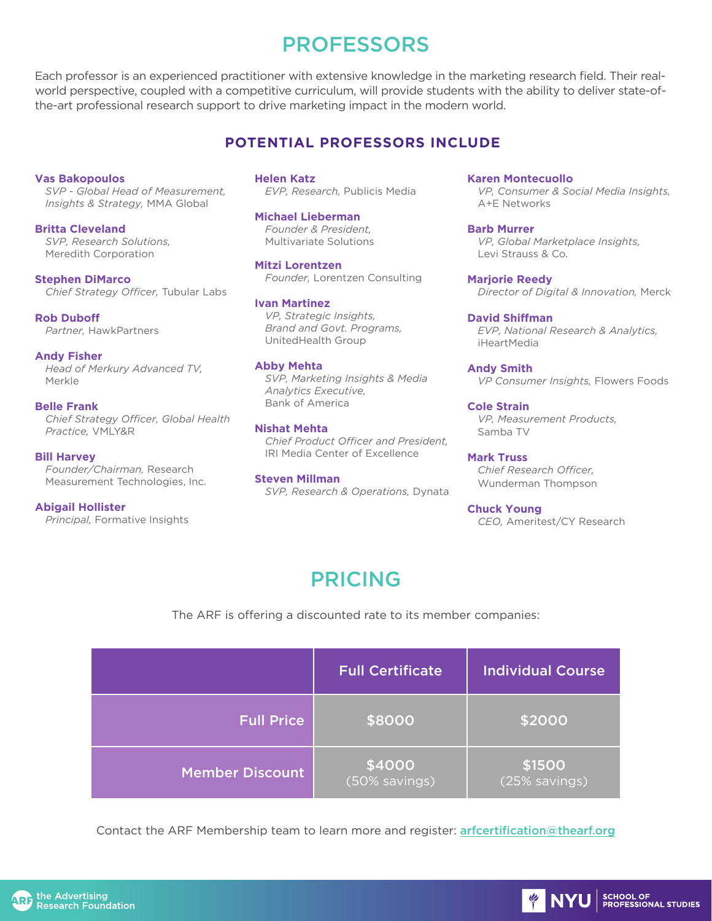# PROFESSORS

Each professor is an experienced practitioner with extensive knowledge in the marketing research field. Their real-world perspective, coupled with a competitive curriculum, will provide students with the ability to deliver state-of-the-art professional research support to drive marketing impact in the modern world.

## POTENTIAL PROFESSORS INCLUDE

**Vas Bakopoulos**
*SVP - Global Head of Measurement, Insights & Strategy,* MMA Global

**Britta Cleveland**
*SVP, Research Solutions,* Meredith Corporation

**Stephen DiMarco**
*Chief Strategy Officer,* Tubular Labs

**Rob Duboff**
*Partner,* HawkPartners

**Andy Fisher**
*Head of Merkury Advanced TV,* Merkle

**Belle Frank**
*Chief Strategy Officer, Global Health Practice,* VMLY&R

**Bill Harvey**
*Founder/Chairman,* Research Measurement Technologies, Inc.

**Abigail Hollister**
*Principal,* Formative Insights

**Helen Katz**
*EVP, Research,* Publicis Media

**Michael Lieberman**
*Founder & President,* Multivariate Solutions

**Mitzi Lorentzen**
*Founder,* Lorentzen Consulting

**Ivan Martinez**
*VP, Strategic Insights, Brand and Govt. Programs,* UnitedHealth Group

**Abby Mehta**
*SVP, Marketing Insights & Media Analytics Executive,* Bank of America

**Nishat Mehta**
*Chief Product Officer and President,* IRI Media Center of Excellence

**Steven Millman**
*SVP, Research & Operations,* Dynata

**Karen Montecuollo**
*VP, Consumer & Social Media Insights,* A+E Networks

**Barb Murrer**
*VP, Global Marketplace Insights,* Levi Strauss & Co.

**Marjorie Reedy**
*Director of Digital & Innovation,* Merck

**David Shiffman**
*EVP, National Research & Analytics,* iHeartMedia

**Andy Smith**
*VP Consumer Insights,* Flowers Foods

**Cole Strain**
*VP, Measurement Products,* Samba TV

**Mark Truss**
*Chief Research Officer,* Wunderman Thompson

**Chuck Young**
*CEO,* Ameritest/CY Research

# PRICING

The ARF is offering a discounted rate to its member companies:

| | Full Certificate | Individual Course |
|---|---|---|
| Full Price | $8000 | $2000 |
| Member Discount | $4000 (50% savings) | $1500 (25% savings) |

Contact the ARF Membership team to learn more and register: arfcertification@thearf.org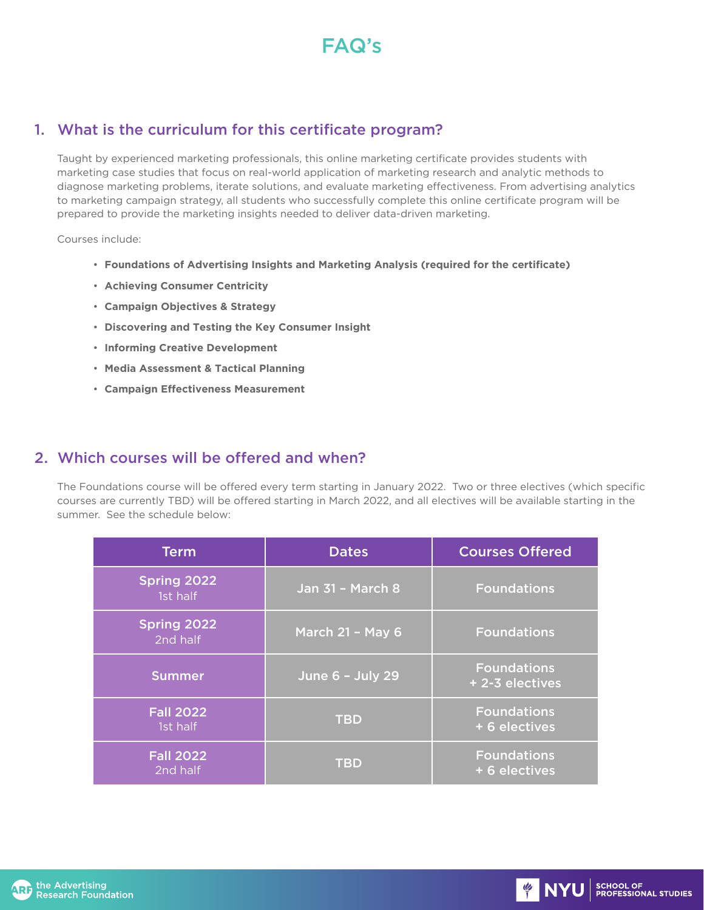# FAQ's

## 1. What is the curriculum for this certificate program?

Taught by experienced marketing professionals, this online marketing certificate provides students with marketing case studies that focus on real-world application of marketing research and analytic methods to diagnose marketing problems, iterate solutions, and evaluate marketing effectiveness. From advertising analytics to marketing campaign strategy, all students who successfully complete this online certificate program will be prepared to provide the marketing insights needed to deliver data-driven marketing.

Courses include:

- **Foundations of Advertising Insights and Marketing Analysis (required for the certificate)**
- **Achieving Consumer Centricity**
- **Campaign Objectives & Strategy**
- **Discovering and Testing the Key Consumer Insight**
- **Informing Creative Development**
- **Media Assessment & Tactical Planning**
- **Campaign Effectiveness Measurement**

## 2. Which courses will be offered and when?

The Foundations course will be offered every term starting in January 2022. Two or three electives (which specific courses are currently TBD) will be offered starting in March 2022, and all electives will be available starting in the summer. See the schedule below:

| Term | Dates | Courses Offered |
|---|---|---|
| Spring 2022 1st half | Jan 31 – March 8 | Foundations |
| Spring 2022 2nd half | March 21 – May 6 | Foundations |
| Summer | June 6 – July 29 | Foundations + 2-3 electives |
| Fall 2022 1st half | TBD | Foundations + 6 electives |
| Fall 2022 2nd half | TBD | Foundations + 6 electives |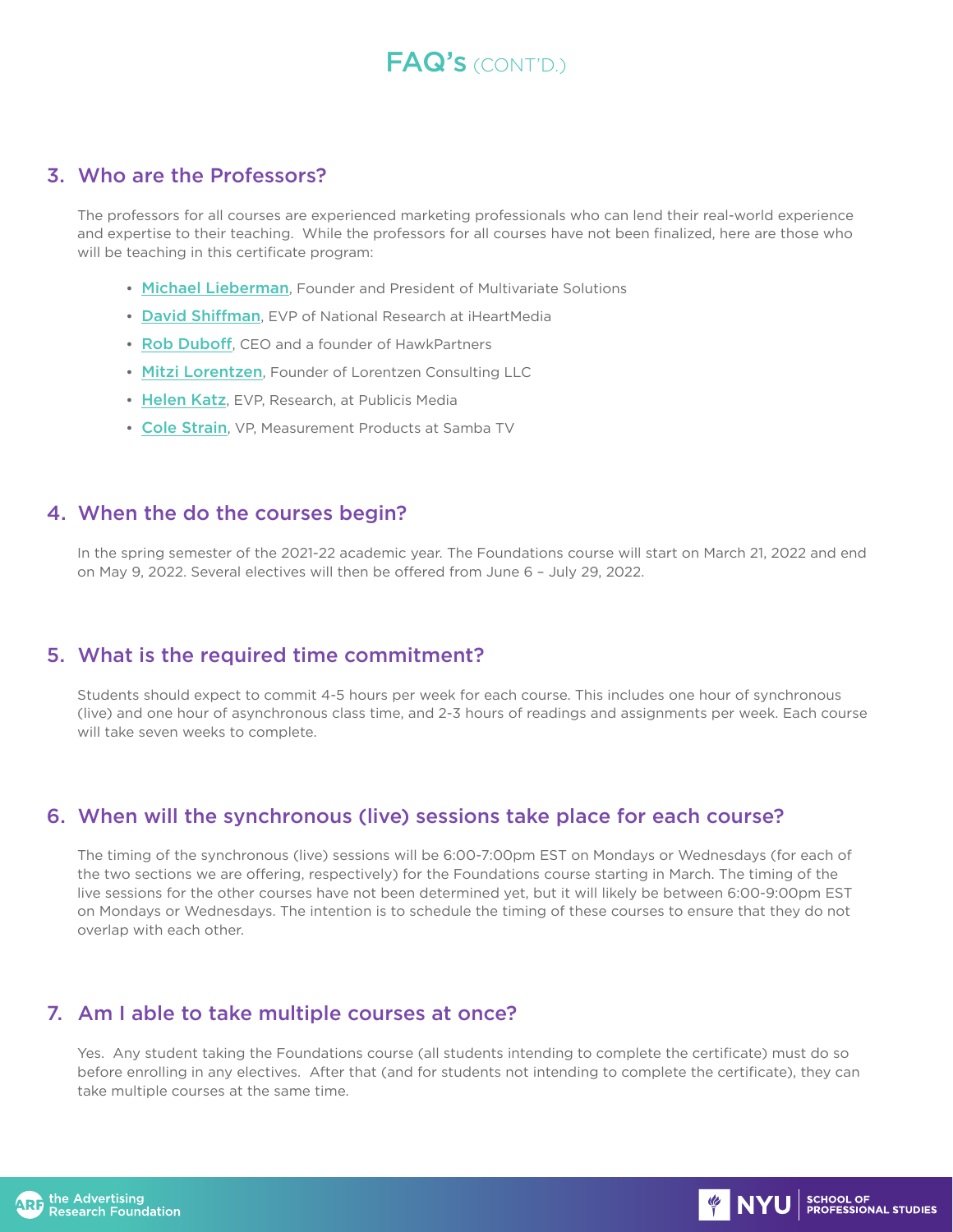# FAQ's (CONT'D.)

## 3. Who are the Professors?

The professors for all courses are experienced marketing professionals who can lend their real-world experience and expertise to their teaching. While the professors for all courses have not been finalized, here are those who will be teaching in this certificate program:

- Michael Lieberman, Founder and President of Multivariate Solutions
- David Shiffman, EVP of National Research at iHeartMedia
- Rob Duboff, CEO and a founder of HawkPartners
- Mitzi Lorentzen, Founder of Lorentzen Consulting LLC
- Helen Katz, EVP, Research, at Publicis Media
- Cole Strain, VP, Measurement Products at Samba TV

## 4. When the do the courses begin?

In the spring semester of the 2021-22 academic year. The Foundations course will start on March 21, 2022 and end on May 9, 2022. Several electives will then be offered from June 6 – July 29, 2022.

## 5. What is the required time commitment?

Students should expect to commit 4-5 hours per week for each course. This includes one hour of synchronous (live) and one hour of asynchronous class time, and 2-3 hours of readings and assignments per week. Each course will take seven weeks to complete.

## 6. When will the synchronous (live) sessions take place for each course?

The timing of the synchronous (live) sessions will be 6:00-7:00pm EST on Mondays or Wednesdays (for each of the two sections we are offering, respectively) for the Foundations course starting in March. The timing of the live sessions for the other courses have not been determined yet, but it will likely be between 6:00-9:00pm EST on Mondays or Wednesdays. The intention is to schedule the timing of these courses to ensure that they do not overlap with each other.

## 7. Am I able to take multiple courses at once?

Yes. Any student taking the Foundations course (all students intending to complete the certificate) must do so before enrolling in any electives. After that (and for students not intending to complete the certificate), they can take multiple courses at the same time.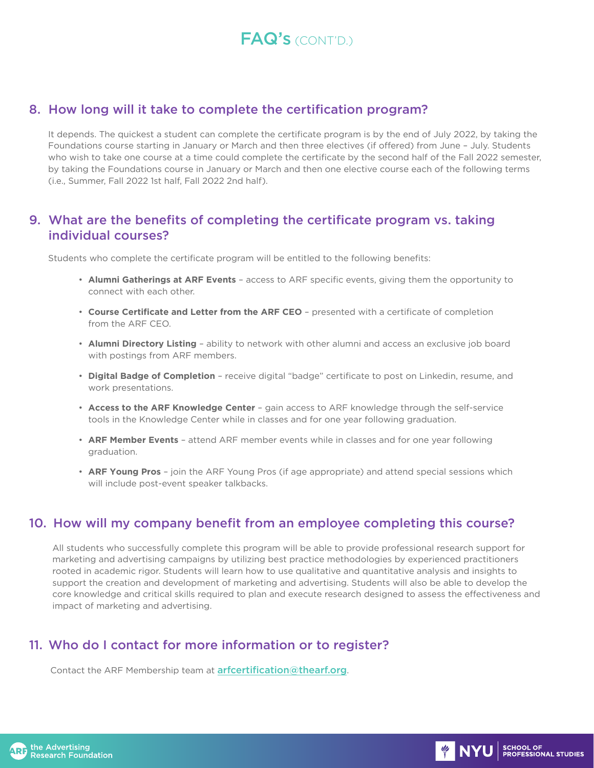# FAQ's (CONT'D.)

## 8. How long will it take to complete the certification program?

It depends. The quickest a student can complete the certificate program is by the end of July 2022, by taking the Foundations course starting in January or March and then three electives (if offered) from June – July. Students who wish to take one course at a time could complete the certificate by the second half of the Fall 2022 semester, by taking the Foundations course in January or March and then one elective course each of the following terms (i.e., Summer, Fall 2022 1st half, Fall 2022 2nd half).

## 9. What are the benefits of completing the certificate program vs. taking individual courses?

Students who complete the certificate program will be entitled to the following benefits:

- **Alumni Gatherings at ARF Events** – access to ARF specific events, giving them the opportunity to connect with each other.
- **Course Certificate and Letter from the ARF CEO** – presented with a certificate of completion from the ARF CEO.
- **Alumni Directory Listing** – ability to network with other alumni and access an exclusive job board with postings from ARF members.
- **Digital Badge of Completion** – receive digital "badge" certificate to post on Linkedin, resume, and work presentations.
- **Access to the ARF Knowledge Center** – gain access to ARF knowledge through the self-service tools in the Knowledge Center while in classes and for one year following graduation.
- **ARF Member Events** – attend ARF member events while in classes and for one year following graduation.
- **ARF Young Pros** – join the ARF Young Pros (if age appropriate) and attend special sessions which will include post-event speaker talkbacks.

## 10. How will my company benefit from an employee completing this course?

All students who successfully complete this program will be able to provide professional research support for marketing and advertising campaigns by utilizing best practice methodologies by experienced practitioners rooted in academic rigor. Students will learn how to use qualitative and quantitative analysis and insights to support the creation and development of marketing and advertising. Students will also be able to develop the core knowledge and critical skills required to plan and execute research designed to assess the effectiveness and impact of marketing and advertising.

## 11. Who do I contact for more information or to register?

Contact the ARF Membership team at arfcertification@thearf.org.